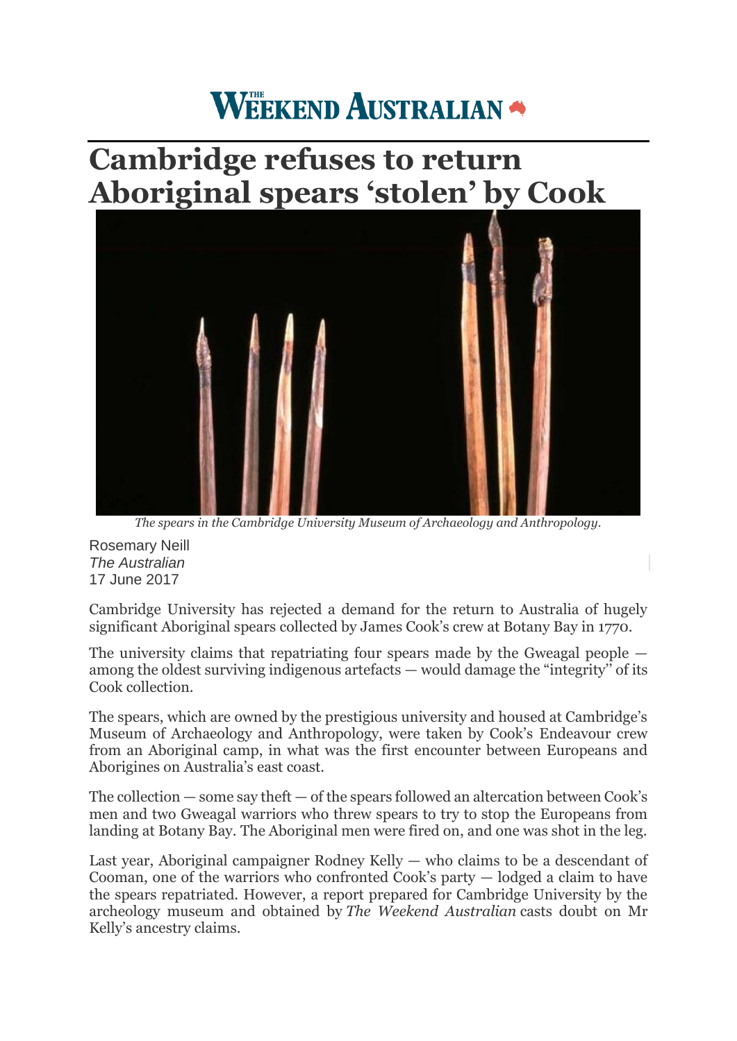THE WEEKEND AUSTRALIAN

# Cambridge refuses to return Aboriginal spears 'stolen' by Cook

*The spears in the Cambridge University Museum of Archaeology and Anthropology.*

Rosemary Neill
*The Australian*
17 June 2017

Cambridge University has rejected a demand for the return to Australia of hugely significant Aboriginal spears collected by James Cook's crew at Botany Bay in 1770.

The university claims that repatriating four spears made by the Gweagal people — among the oldest surviving indigenous artefacts — would damage the "integrity" of its Cook collection.

The spears, which are owned by the prestigious university and housed at Cambridge's Museum of Archaeology and Anthropology, were taken by Cook's Endeavour crew from an Aboriginal camp, in what was the first encounter between Europeans and Aborigines on Australia's east coast.

The collection — some say theft — of the spears followed an altercation between Cook's men and two Gweagal warriors who threw spears to try to stop the Europeans from landing at Botany Bay. The Aboriginal men were fired on, and one was shot in the leg.

Last year, Aboriginal campaigner Rodney Kelly — who claims to be a descendant of Cooman, one of the warriors who confronted Cook's party — lodged a claim to have the spears repatriated. However, a report prepared for Cambridge University by the archeology museum and obtained by *The Weekend Australian* casts doubt on Mr Kelly's ancestry claims.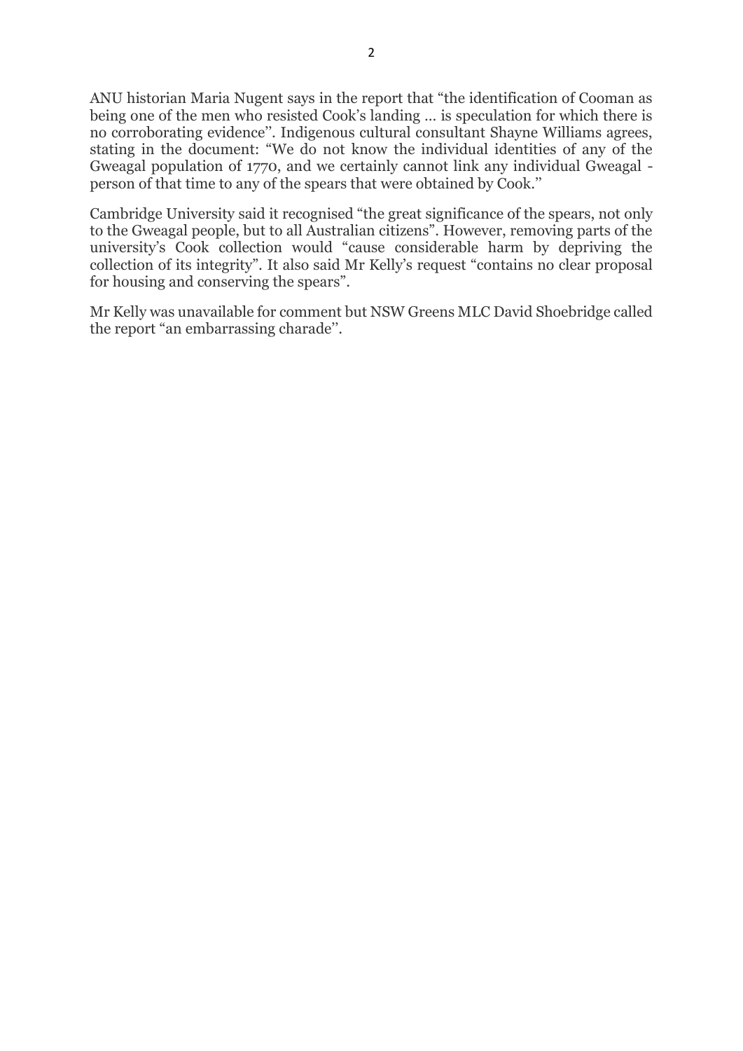ANU historian Maria Nugent says in the report that "the identification of Cooman as being one of the men who resisted Cook's landing … is speculation for which there is no corroborating evidence''. Indigenous cultural consultant Shayne Williams agrees, stating in the document: "We do not know the individual identities of any of the Gweagal population of 1770, and we certainly cannot link any individual Gweagal - person of that time to any of the spears that were obtained by Cook.''

Cambridge University said it recognised "the great significance of the spears, not only to the Gweagal people, but to all Australian citizens". However, removing parts of the university's Cook collection would "cause considerable harm by depriving the collection of its integrity". It also said Mr Kelly's request "contains no clear proposal for housing and conserving the spears".

Mr Kelly was unavailable for comment but NSW Greens MLC David Shoebridge called the report "an embarrassing charade''.